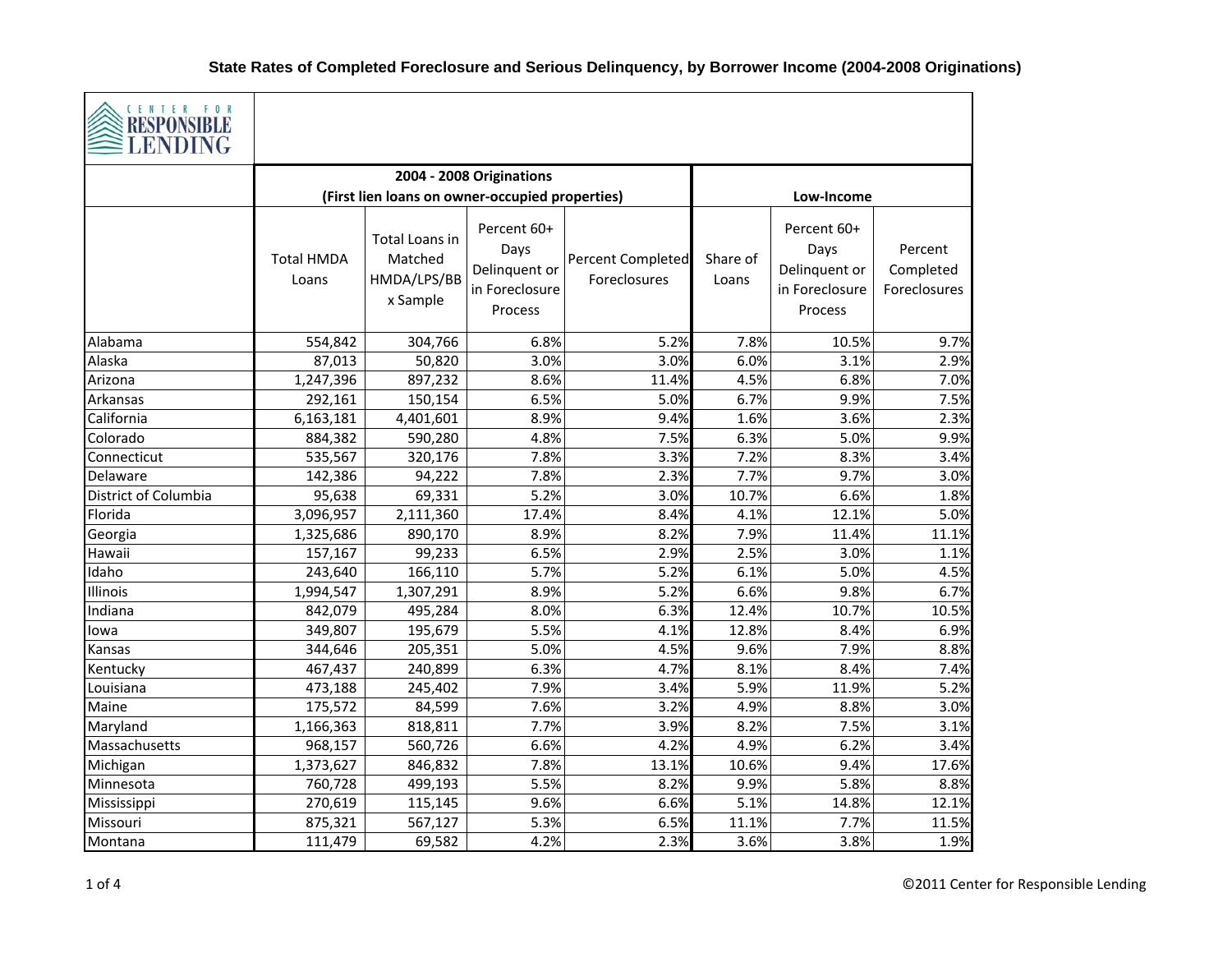## State Rates of Completed Foreclosure and Serious Delinquency, by Borrower Income (2004-2008 Originations)

CENTER FOR RESPONSIBLE LENDING

| | 2004 - 2008 Originations (First lien loans on owner-occupied properties) | | | | Low-Income | | |
|---|---|---|---|---|---|---|---|
| | Total HMDA Loans | Total Loans in Matched HMDA/LPS/BBx Sample | Percent 60+ Days Delinquent or in Foreclosure Process | Percent Completed Foreclosures | Share of Loans | Percent 60+ Days Delinquent or in Foreclosure Process | Percent Completed Foreclosures |
| Alabama | 554,842 | 304,766 | 6.8% | 5.2% | 7.8% | 10.5% | 9.7% |
| Alaska | 87,013 | 50,820 | 3.0% | 3.0% | 6.0% | 3.1% | 2.9% |
| Arizona | 1,247,396 | 897,232 | 8.6% | 11.4% | 4.5% | 6.8% | 7.0% |
| Arkansas | 292,161 | 150,154 | 6.5% | 5.0% | 6.7% | 9.9% | 7.5% |
| California | 6,163,181 | 4,401,601 | 8.9% | 9.4% | 1.6% | 3.6% | 2.3% |
| Colorado | 884,382 | 590,280 | 4.8% | 7.5% | 6.3% | 5.0% | 9.9% |
| Connecticut | 535,567 | 320,176 | 7.8% | 3.3% | 7.2% | 8.3% | 3.4% |
| Delaware | 142,386 | 94,222 | 7.8% | 2.3% | 7.7% | 9.7% | 3.0% |
| District of Columbia | 95,638 | 69,331 | 5.2% | 3.0% | 10.7% | 6.6% | 1.8% |
| Florida | 3,096,957 | 2,111,360 | 17.4% | 8.4% | 4.1% | 12.1% | 5.0% |
| Georgia | 1,325,686 | 890,170 | 8.9% | 8.2% | 7.9% | 11.4% | 11.1% |
| Hawaii | 157,167 | 99,233 | 6.5% | 2.9% | 2.5% | 3.0% | 1.1% |
| Idaho | 243,640 | 166,110 | 5.7% | 5.2% | 6.1% | 5.0% | 4.5% |
| Illinois | 1,994,547 | 1,307,291 | 8.9% | 5.2% | 6.6% | 9.8% | 6.7% |
| Indiana | 842,079 | 495,284 | 8.0% | 6.3% | 12.4% | 10.7% | 10.5% |
| Iowa | 349,807 | 195,679 | 5.5% | 4.1% | 12.8% | 8.4% | 6.9% |
| Kansas | 344,646 | 205,351 | 5.0% | 4.5% | 9.6% | 7.9% | 8.8% |
| Kentucky | 467,437 | 240,899 | 6.3% | 4.7% | 8.1% | 8.4% | 7.4% |
| Louisiana | 473,188 | 245,402 | 7.9% | 3.4% | 5.9% | 11.9% | 5.2% |
| Maine | 175,572 | 84,599 | 7.6% | 3.2% | 4.9% | 8.8% | 3.0% |
| Maryland | 1,166,363 | 818,811 | 7.7% | 3.9% | 8.2% | 7.5% | 3.1% |
| Massachusetts | 968,157 | 560,726 | 6.6% | 4.2% | 4.9% | 6.2% | 3.4% |
| Michigan | 1,373,627 | 846,832 | 7.8% | 13.1% | 10.6% | 9.4% | 17.6% |
| Minnesota | 760,728 | 499,193 | 5.5% | 8.2% | 9.9% | 5.8% | 8.8% |
| Mississippi | 270,619 | 115,145 | 9.6% | 6.6% | 5.1% | 14.8% | 12.1% |
| Missouri | 875,321 | 567,127 | 5.3% | 6.5% | 11.1% | 7.7% | 11.5% |
| Montana | 111,479 | 69,582 | 4.2% | 2.3% | 3.6% | 3.8% | 1.9% |

©2011 Center for Responsible Lending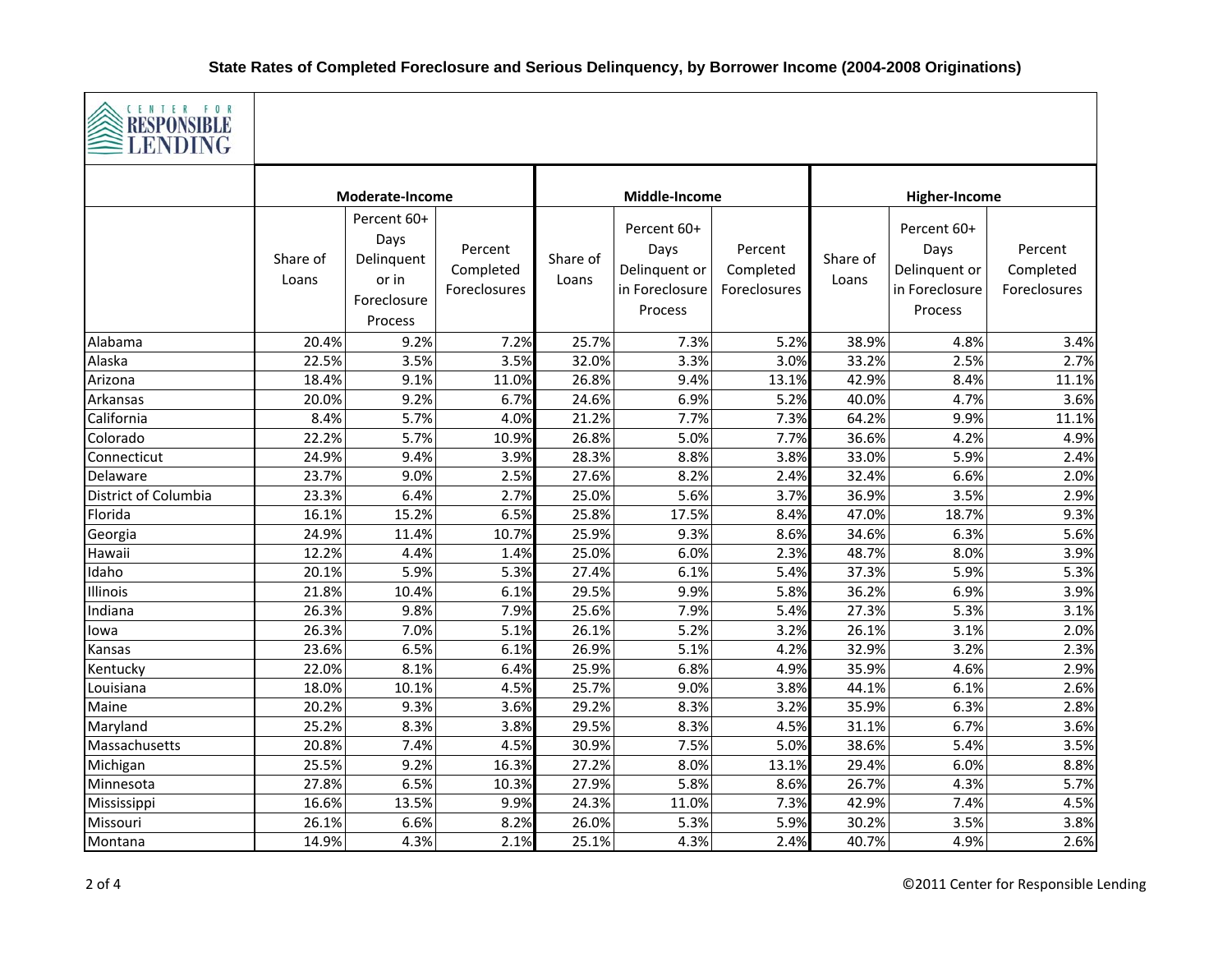### State Rates of Completed Foreclosure and Serious Delinquency, by Borrower Income (2004-2008 Originations)

CENTER FOR RESPONSIBLE LENDING

| | Moderate-Income | | | Middle-Income | | | Higher-Income | | |
|---|---|---|---|---|---|---|---|---|---|
| | Share of Loans | Percent 60+ Days Delinquent or in Foreclosure Process | Percent Completed Foreclosures | Share of Loans | Percent 60+ Days Delinquent or in Foreclosure Process | Percent Completed Foreclosures | Share of Loans | Percent 60+ Days Delinquent or in Foreclosure Process | Percent Completed Foreclosures |
| Alabama | 20.4% | 9.2% | 7.2% | 25.7% | 7.3% | 5.2% | 38.9% | 4.8% | 3.4% |
| Alaska | 22.5% | 3.5% | 3.5% | 32.0% | 3.3% | 3.0% | 33.2% | 2.5% | 2.7% |
| Arizona | 18.4% | 9.1% | 11.0% | 26.8% | 9.4% | 13.1% | 42.9% | 8.4% | 11.1% |
| Arkansas | 20.0% | 9.2% | 6.7% | 24.6% | 6.9% | 5.2% | 40.0% | 4.7% | 3.6% |
| California | 8.4% | 5.7% | 4.0% | 21.2% | 7.7% | 7.3% | 64.2% | 9.9% | 11.1% |
| Colorado | 22.2% | 5.7% | 10.9% | 26.8% | 5.0% | 7.7% | 36.6% | 4.2% | 4.9% |
| Connecticut | 24.9% | 9.4% | 3.9% | 28.3% | 8.8% | 3.8% | 33.0% | 5.9% | 2.4% |
| Delaware | 23.7% | 9.0% | 2.5% | 27.6% | 8.2% | 2.4% | 32.4% | 6.6% | 2.0% |
| District of Columbia | 23.3% | 6.4% | 2.7% | 25.0% | 5.6% | 3.7% | 36.9% | 3.5% | 2.9% |
| Florida | 16.1% | 15.2% | 6.5% | 25.8% | 17.5% | 8.4% | 47.0% | 18.7% | 9.3% |
| Georgia | 24.9% | 11.4% | 10.7% | 25.9% | 9.3% | 8.6% | 34.6% | 6.3% | 5.6% |
| Hawaii | 12.2% | 4.4% | 1.4% | 25.0% | 6.0% | 2.3% | 48.7% | 8.0% | 3.9% |
| Idaho | 20.1% | 5.9% | 5.3% | 27.4% | 6.1% | 5.4% | 37.3% | 5.9% | 5.3% |
| Illinois | 21.8% | 10.4% | 6.1% | 29.5% | 9.9% | 5.8% | 36.2% | 6.9% | 3.9% |
| Indiana | 26.3% | 9.8% | 7.9% | 25.6% | 7.9% | 5.4% | 27.3% | 5.3% | 3.1% |
| Iowa | 26.3% | 7.0% | 5.1% | 26.1% | 5.2% | 3.2% | 26.1% | 3.1% | 2.0% |
| Kansas | 23.6% | 6.5% | 6.1% | 26.9% | 5.1% | 4.2% | 32.9% | 3.2% | 2.3% |
| Kentucky | 22.0% | 8.1% | 6.4% | 25.9% | 6.8% | 4.9% | 35.9% | 4.6% | 2.9% |
| Louisiana | 18.0% | 10.1% | 4.5% | 25.7% | 9.0% | 3.8% | 44.1% | 6.1% | 2.6% |
| Maine | 20.2% | 9.3% | 3.6% | 29.2% | 8.3% | 3.2% | 35.9% | 6.3% | 2.8% |
| Maryland | 25.2% | 8.3% | 3.8% | 29.5% | 8.3% | 4.5% | 31.1% | 6.7% | 3.6% |
| Massachusetts | 20.8% | 7.4% | 4.5% | 30.9% | 7.5% | 5.0% | 38.6% | 5.4% | 3.5% |
| Michigan | 25.5% | 9.2% | 16.3% | 27.2% | 8.0% | 13.1% | 29.4% | 6.0% | 8.8% |
| Minnesota | 27.8% | 6.5% | 10.3% | 27.9% | 5.8% | 8.6% | 26.7% | 4.3% | 5.7% |
| Mississippi | 16.6% | 13.5% | 9.9% | 24.3% | 11.0% | 7.3% | 42.9% | 7.4% | 4.5% |
| Missouri | 26.1% | 6.6% | 8.2% | 26.0% | 5.3% | 5.9% | 30.2% | 3.5% | 3.8% |
| Montana | 14.9% | 4.3% | 2.1% | 25.1% | 4.3% | 2.4% | 40.7% | 4.9% | 2.6% |

©2011 Center for Responsible Lending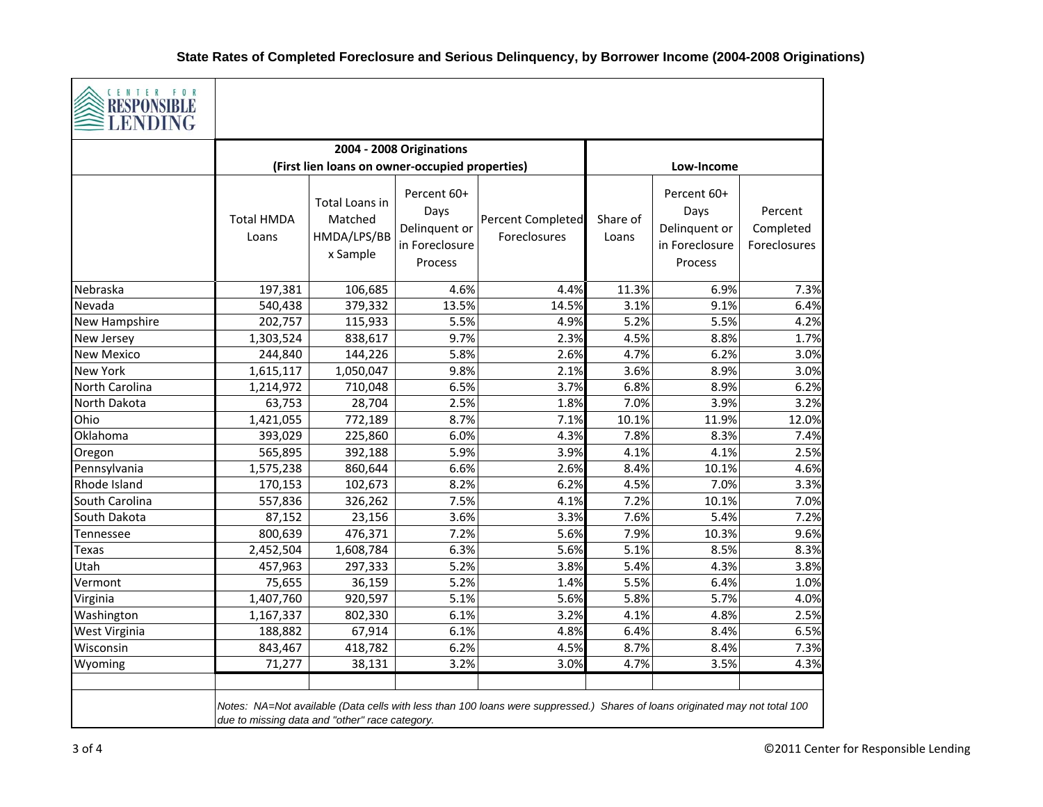# State Rates of Completed Foreclosure and Serious Delinquency, by Borrower Income (2004-2008 Originations)

CENTER FOR RESPONSIBLE LENDING

| | 2004 - 2008 Originations (First lien loans on owner-occupied properties) | | | | Low-Income | | |
|---|---|---|---|---|---|---|---|
| | Total HMDA Loans | Total Loans in Matched HMDA/LPS/BBx Sample | Percent 60+ Days Delinquent or in Foreclosure Process | Percent Completed Foreclosures | Share of Loans | Percent 60+ Days Delinquent or in Foreclosure Process | Percent Completed Foreclosures |
| Nebraska | 197,381 | 106,685 | 4.6% | 4.4% | 11.3% | 6.9% | 7.3% |
| Nevada | 540,438 | 379,332 | 13.5% | 14.5% | 3.1% | 9.1% | 6.4% |
| New Hampshire | 202,757 | 115,933 | 5.5% | 4.9% | 5.2% | 5.5% | 4.2% |
| New Jersey | 1,303,524 | 838,617 | 9.7% | 2.3% | 4.5% | 8.8% | 1.7% |
| New Mexico | 244,840 | 144,226 | 5.8% | 2.6% | 4.7% | 6.2% | 3.0% |
| New York | 1,615,117 | 1,050,047 | 9.8% | 2.1% | 3.6% | 8.9% | 3.0% |
| North Carolina | 1,214,972 | 710,048 | 6.5% | 3.7% | 6.8% | 8.9% | 6.2% |
| North Dakota | 63,753 | 28,704 | 2.5% | 1.8% | 7.0% | 3.9% | 3.2% |
| Ohio | 1,421,055 | 772,189 | 8.7% | 7.1% | 10.1% | 11.9% | 12.0% |
| Oklahoma | 393,029 | 225,860 | 6.0% | 4.3% | 7.8% | 8.3% | 7.4% |
| Oregon | 565,895 | 392,188 | 5.9% | 3.9% | 4.1% | 4.1% | 2.5% |
| Pennsylvania | 1,575,238 | 860,644 | 6.6% | 2.6% | 8.4% | 10.1% | 4.6% |
| Rhode Island | 170,153 | 102,673 | 8.2% | 6.2% | 4.5% | 7.0% | 3.3% |
| South Carolina | 557,836 | 326,262 | 7.5% | 4.1% | 7.2% | 10.1% | 7.0% |
| South Dakota | 87,152 | 23,156 | 3.6% | 3.3% | 7.6% | 5.4% | 7.2% |
| Tennessee | 800,639 | 476,371 | 7.2% | 5.6% | 7.9% | 10.3% | 9.6% |
| Texas | 2,452,504 | 1,608,784 | 6.3% | 5.6% | 5.1% | 8.5% | 8.3% |
| Utah | 457,963 | 297,333 | 5.2% | 3.8% | 5.4% | 4.3% | 3.8% |
| Vermont | 75,655 | 36,159 | 5.2% | 1.4% | 5.5% | 6.4% | 1.0% |
| Virginia | 1,407,760 | 920,597 | 5.1% | 5.6% | 5.8% | 5.7% | 4.0% |
| Washington | 1,167,337 | 802,330 | 6.1% | 3.2% | 4.1% | 4.8% | 2.5% |
| West Virginia | 188,882 | 67,914 | 6.1% | 4.8% | 6.4% | 8.4% | 6.5% |
| Wisconsin | 843,467 | 418,782 | 6.2% | 4.5% | 8.7% | 8.4% | 7.3% |
| Wyoming | 71,277 | 38,131 | 3.2% | 3.0% | 4.7% | 3.5% | 4.3% |

*Notes: NA=Not available (Data cells with less than 100 loans were suppressed.) Shares of loans originated may not total 100 due to missing data and "other" race category.*

©2011 Center for Responsible Lending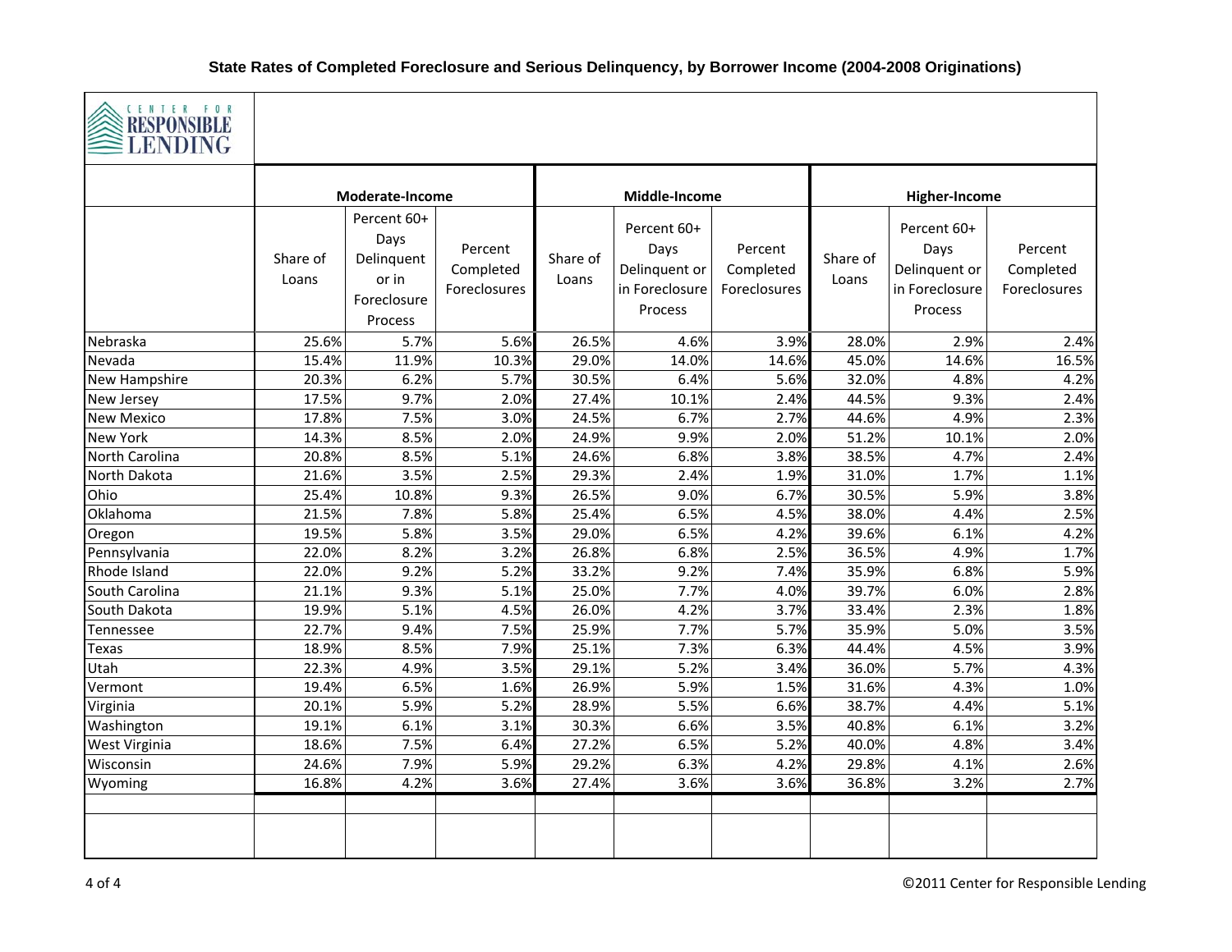**State Rates of Completed Foreclosure and Serious Delinquency, by Borrower Income (2004-2008 Originations)**

| | Moderate-Income | | | Middle-Income | | | Higher-Income | | |
|---|---|---|---|---|---|---|---|---|---|
| | Share of Loans | Percent 60+ Days Delinquent or in Foreclosure Process | Percent Completed Foreclosures | Share of Loans | Percent 60+ Days Delinquent or in Foreclosure Process | Percent Completed Foreclosures | Share of Loans | Percent 60+ Days Delinquent or in Foreclosure Process | Percent Completed Foreclosures |
| Nebraska | 25.6% | 5.7% | 5.6% | 26.5% | 4.6% | 3.9% | 28.0% | 2.9% | 2.4% |
| Nevada | 15.4% | 11.9% | 10.3% | 29.0% | 14.0% | 14.6% | 45.0% | 14.6% | 16.5% |
| New Hampshire | 20.3% | 6.2% | 5.7% | 30.5% | 6.4% | 5.6% | 32.0% | 4.8% | 4.2% |
| New Jersey | 17.5% | 9.7% | 2.0% | 27.4% | 10.1% | 2.4% | 44.5% | 9.3% | 2.4% |
| New Mexico | 17.8% | 7.5% | 3.0% | 24.5% | 6.7% | 2.7% | 44.6% | 4.9% | 2.3% |
| New York | 14.3% | 8.5% | 2.0% | 24.9% | 9.9% | 2.0% | 51.2% | 10.1% | 2.0% |
| North Carolina | 20.8% | 8.5% | 5.1% | 24.6% | 6.8% | 3.8% | 38.5% | 4.7% | 2.4% |
| North Dakota | 21.6% | 3.5% | 2.5% | 29.3% | 2.4% | 1.9% | 31.0% | 1.7% | 1.1% |
| Ohio | 25.4% | 10.8% | 9.3% | 26.5% | 9.0% | 6.7% | 30.5% | 5.9% | 3.8% |
| Oklahoma | 21.5% | 7.8% | 5.8% | 25.4% | 6.5% | 4.5% | 38.0% | 4.4% | 2.5% |
| Oregon | 19.5% | 5.8% | 3.5% | 29.0% | 6.5% | 4.2% | 39.6% | 6.1% | 4.2% |
| Pennsylvania | 22.0% | 8.2% | 3.2% | 26.8% | 6.8% | 2.5% | 36.5% | 4.9% | 1.7% |
| Rhode Island | 22.0% | 9.2% | 5.2% | 33.2% | 9.2% | 7.4% | 35.9% | 6.8% | 5.9% |
| South Carolina | 21.1% | 9.3% | 5.1% | 25.0% | 7.7% | 4.0% | 39.7% | 6.0% | 2.8% |
| South Dakota | 19.9% | 5.1% | 4.5% | 26.0% | 4.2% | 3.7% | 33.4% | 2.3% | 1.8% |
| Tennessee | 22.7% | 9.4% | 7.5% | 25.9% | 7.7% | 5.7% | 35.9% | 5.0% | 3.5% |
| Texas | 18.9% | 8.5% | 7.9% | 25.1% | 7.3% | 6.3% | 44.4% | 4.5% | 3.9% |
| Utah | 22.3% | 4.9% | 3.5% | 29.1% | 5.2% | 3.4% | 36.0% | 5.7% | 4.3% |
| Vermont | 19.4% | 6.5% | 1.6% | 26.9% | 5.9% | 1.5% | 31.6% | 4.3% | 1.0% |
| Virginia | 20.1% | 5.9% | 5.2% | 28.9% | 5.5% | 6.6% | 38.7% | 4.4% | 5.1% |
| Washington | 19.1% | 6.1% | 3.1% | 30.3% | 6.6% | 3.5% | 40.8% | 6.1% | 3.2% |
| West Virginia | 18.6% | 7.5% | 6.4% | 27.2% | 6.5% | 5.2% | 40.0% | 4.8% | 3.4% |
| Wisconsin | 24.6% | 7.9% | 5.9% | 29.2% | 6.3% | 4.2% | 29.8% | 4.1% | 2.6% |
| Wyoming | 16.8% | 4.2% | 3.6% | 27.4% | 3.6% | 3.6% | 36.8% | 3.2% | 2.7% |

©2011 Center for Responsible Lending